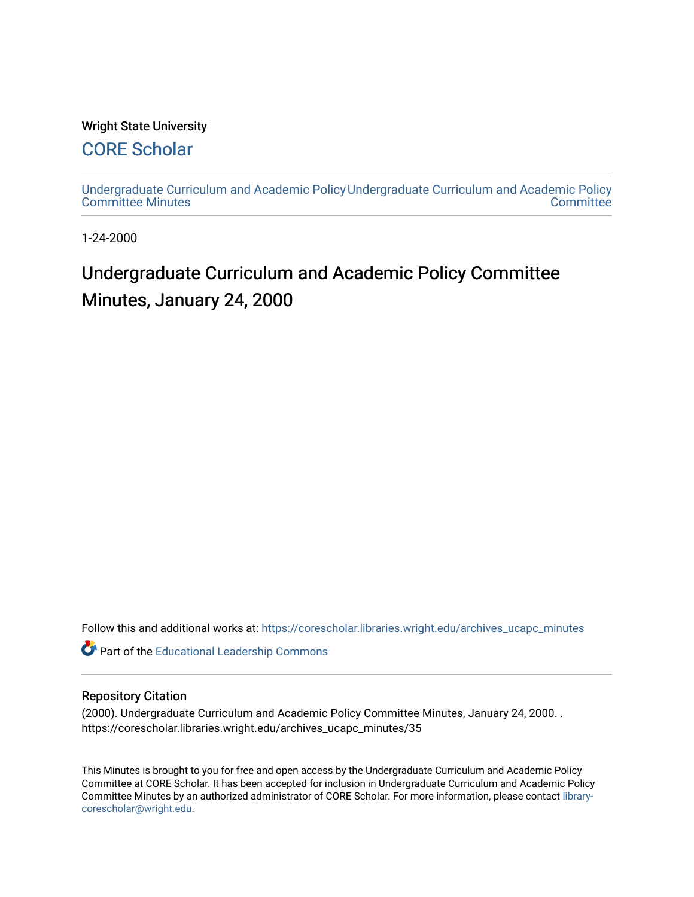Wright State University

## CORE Scholar

Undergraduate Curriculum and Academic Policy Committee Minutes

Undergraduate Curriculum and Academic Policy Committee

1-24-2000

# Undergraduate Curriculum and Academic Policy Committee Minutes, January 24, 2000

Follow this and additional works at: https://corescholar.libraries.wright.edu/archives_ucapc_minutes

Part of the Educational Leadership Commons

### Repository Citation

(2000). Undergraduate Curriculum and Academic Policy Committee Minutes, January 24, 2000. . https://corescholar.libraries.wright.edu/archives_ucapc_minutes/35

This Minutes is brought to you for free and open access by the Undergraduate Curriculum and Academic Policy Committee at CORE Scholar. It has been accepted for inclusion in Undergraduate Curriculum and Academic Policy Committee Minutes by an authorized administrator of CORE Scholar. For more information, please contact library-corescholar@wright.edu.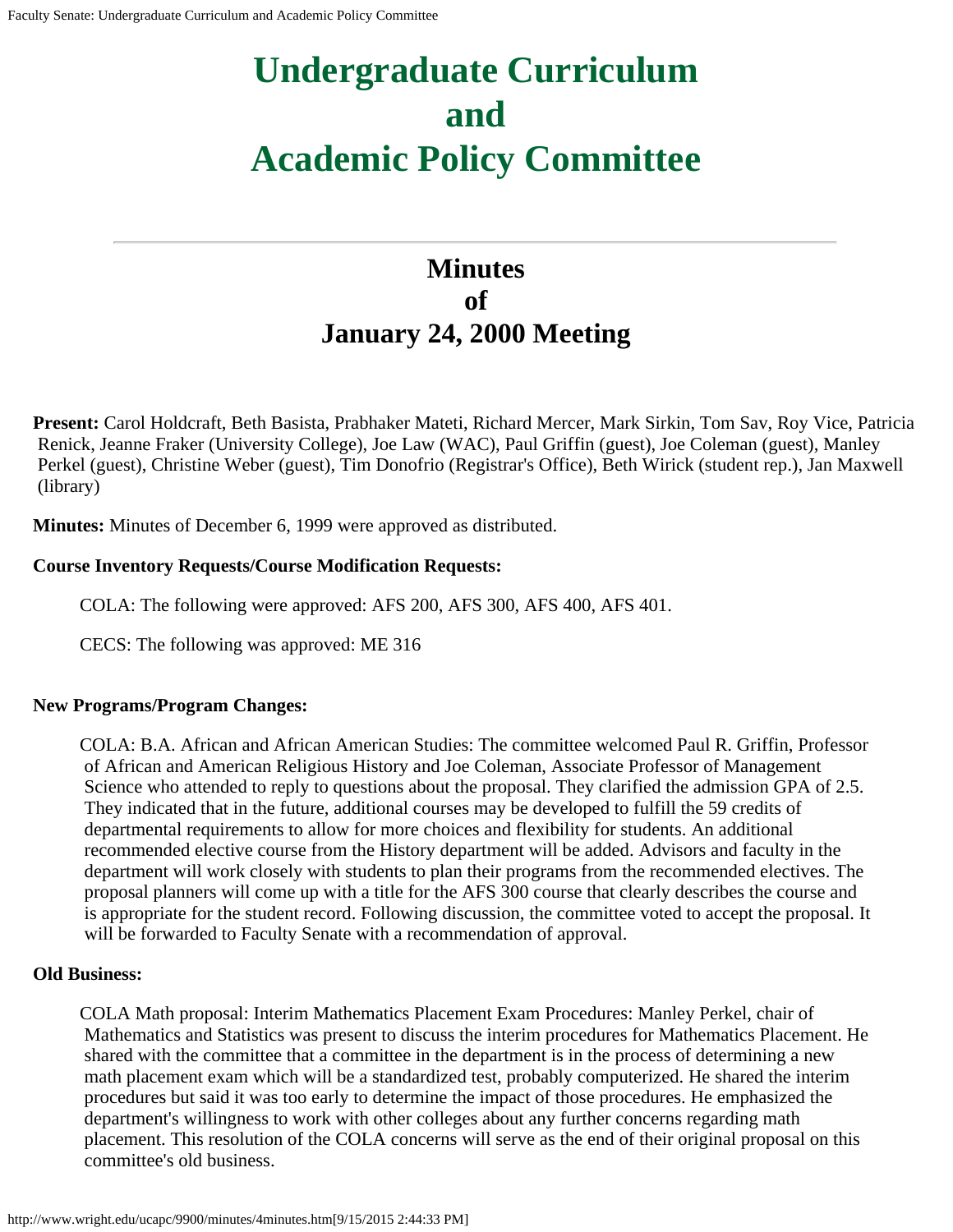# Undergraduate Curriculum and Academic Policy Committee

## Minutes of January 24, 2000 Meeting

**Present:** Carol Holdcraft, Beth Basista, Prabhaker Mateti, Richard Mercer, Mark Sirkin, Tom Sav, Roy Vice, Patricia Renick, Jeanne Fraker (University College), Joe Law (WAC), Paul Griffin (guest), Joe Coleman (guest), Manley Perkel (guest), Christine Weber (guest), Tim Donofrio (Registrar's Office), Beth Wirick (student rep.), Jan Maxwell (library)

**Minutes:** Minutes of December 6, 1999 were approved as distributed.

**Course Inventory Requests/Course Modification Requests:**

COLA: The following were approved: AFS 200, AFS 300, AFS 400, AFS 401.

CECS: The following was approved: ME 316

**New Programs/Program Changes:**

COLA: B.A. African and African American Studies: The committee welcomed Paul R. Griffin, Professor of African and American Religious History and Joe Coleman, Associate Professor of Management Science who attended to reply to questions about the proposal. They clarified the admission GPA of 2.5. They indicated that in the future, additional courses may be developed to fulfill the 59 credits of departmental requirements to allow for more choices and flexibility for students. An additional recommended elective course from the History department will be added. Advisors and faculty in the department will work closely with students to plan their programs from the recommended electives. The proposal planners will come up with a title for the AFS 300 course that clearly describes the course and is appropriate for the student record. Following discussion, the committee voted to accept the proposal. It will be forwarded to Faculty Senate with a recommendation of approval.

**Old Business:**

COLA Math proposal: Interim Mathematics Placement Exam Procedures: Manley Perkel, chair of Mathematics and Statistics was present to discuss the interim procedures for Mathematics Placement. He shared with the committee that a committee in the department is in the process of determining a new math placement exam which will be a standardized test, probably computerized. He shared the interim procedures but said it was too early to determine the impact of those procedures. He emphasized the department's willingness to work with other colleges about any further concerns regarding math placement. This resolution of the COLA concerns will serve as the end of their original proposal on this committee's old business.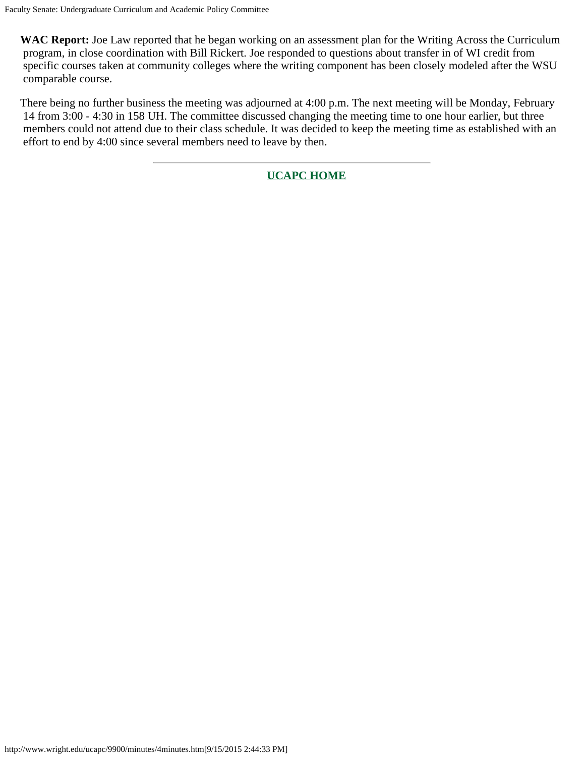**WAC Report:** Joe Law reported that he began working on an assessment plan for the Writing Across the Curriculum program, in close coordination with Bill Rickert. Joe responded to questions about transfer in of WI credit from specific courses taken at community colleges where the writing component has been closely modeled after the WSU comparable course.

There being no further business the meeting was adjourned at 4:00 p.m. The next meeting will be Monday, February 14 from 3:00 - 4:30 in 158 UH. The committee discussed changing the meeting time to one hour earlier, but three members could not attend due to their class schedule. It was decided to keep the meeting time as established with an effort to end by 4:00 since several members need to leave by then.

---

**UCAPC HOME**